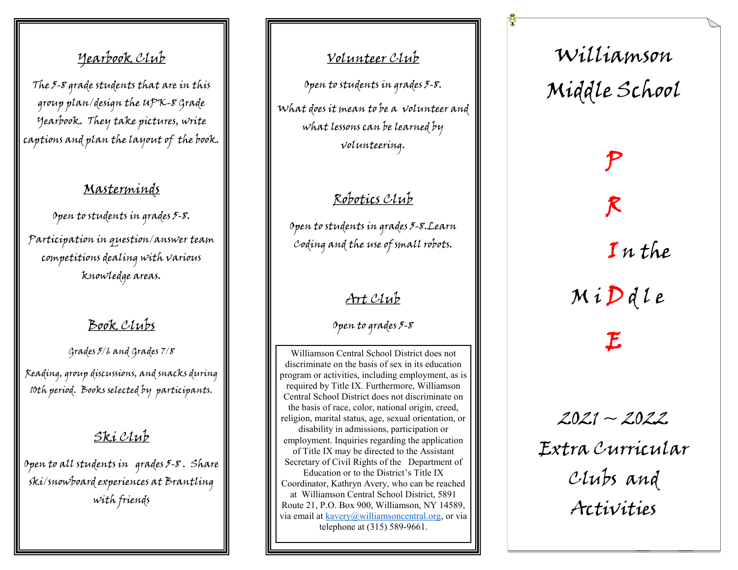## Yearbook Club

The 5-8 grade students that are in this group plan/design the UPK-8 Grade Yearbook. They take pictures, write captions and plan the layout of the book.

## Masterminds

Open to students in grades 5-8.

Participation in question/answer team competitions dealing with various knowledge areas.

## Book Clubs

Grades 5/6 and Grades 7/8

Reading, group discussions, and snacks during 10th period. Books selected by participants.

## Ski Club

Open to all students in grades 5-8. Share ski/snowboard experiences at Brantling with friends

## Volunteer Club

Open to students in grades 5-8.

What does it mean to be a volunteer and what lessons can be learned by volunteering.

## Robotics Club

Open to students in grades 5-8. Learn Coding and the use of small robots.

## Art Club

Open to grades 5-8

Williamson Central School District does not discriminate on the basis of sex in its education program or activities, including employment, as is required by Title IX. Furthermore, Williamson Central School District does not discriminate on the basis of race, color, national origin, creed, religion, marital status, age, sexual orientation, or disability in admissions, participation or employment. Inquiries regarding the application of Title IX may be directed to the Assistant Secretary of Civil Rights of the Department of Education or to the District's Title IX Coordinator, Kathryn Avery, who can be reached at Williamson Central School District, 5891 Route 21, P.O. Box 900, Williamson, NY 14589, via email at kavery@williamsoncentral.org, or via telephone at (315) 589-9661.

# Williamson Middle School

**P**

**R**

**I** n the

M i **D** d l e

**E**

## 2021 ~ 2022 Extra Curricular Clubs and Activities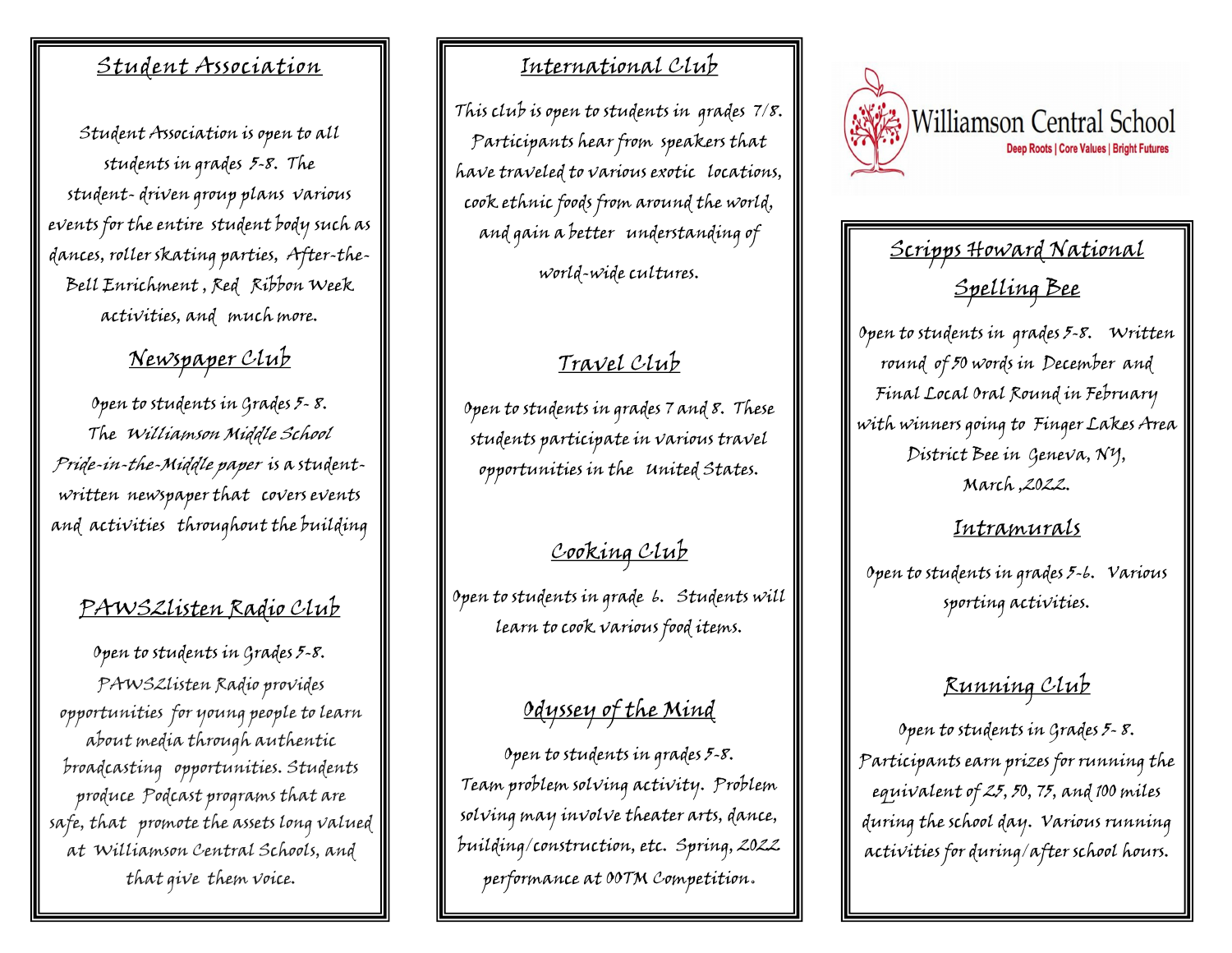## Student Association

Student Association is open to all students in grades 5-8. The student- driven group plans various events for the entire student body such as dances, roller skating parties, After-the-Bell Enrichment , Red Ribbon Week activities, and much more.

## Newspaper Club

Open to students in Grades 5- 8. The Williamson Middle School Pride-in-the-Middle paper is a student-written newspaper that covers events and activities throughout the building

## PAWS2listen Radio Club

Open to students in Grades 5-8. PAWS2listen Radio provides opportunities for young people to learn about media through authentic broadcasting opportunities. Students produce Podcast programs that are safe, that promote the assets long valued at Williamson Central Schools, and that give them voice.

## International Club

This club is open to students in grades 7/8. Participants hear from speakers that have traveled to various exotic locations, cook ethnic foods from around the world, and gain a better understanding of world-wide cultures.

## Travel Club

Open to students in grades 7 and 8. These students participate in various travel opportunities in the United States.

## Cooking Club

Open to students in grade 6. Students will learn to cook various food items.

## Odyssey of the Mind

Open to students in grades 5-8. Team problem solving activity. Problem solving may involve theater arts, dance, building/construction, etc. Spring, 2022 performance at OOTM Competition.

Williamson Central School

Deep Roots | Core Values | Bright Futures

## Scripps Howard National Spelling Bee

Open to students in grades 5-8. Written round of 50 words in December and Final Local Oral Round in February with winners going to Finger Lakes Area District Bee in Geneva, NY, March ,2022.

## Intramurals

Open to students in grades 5-6. Various sporting activities.

## Running Club

Open to students in Grades 5- 8. Participants earn prizes for running the equivalent of 25, 50, 75, and 100 miles during the school day. Various running activities for during/after school hours.